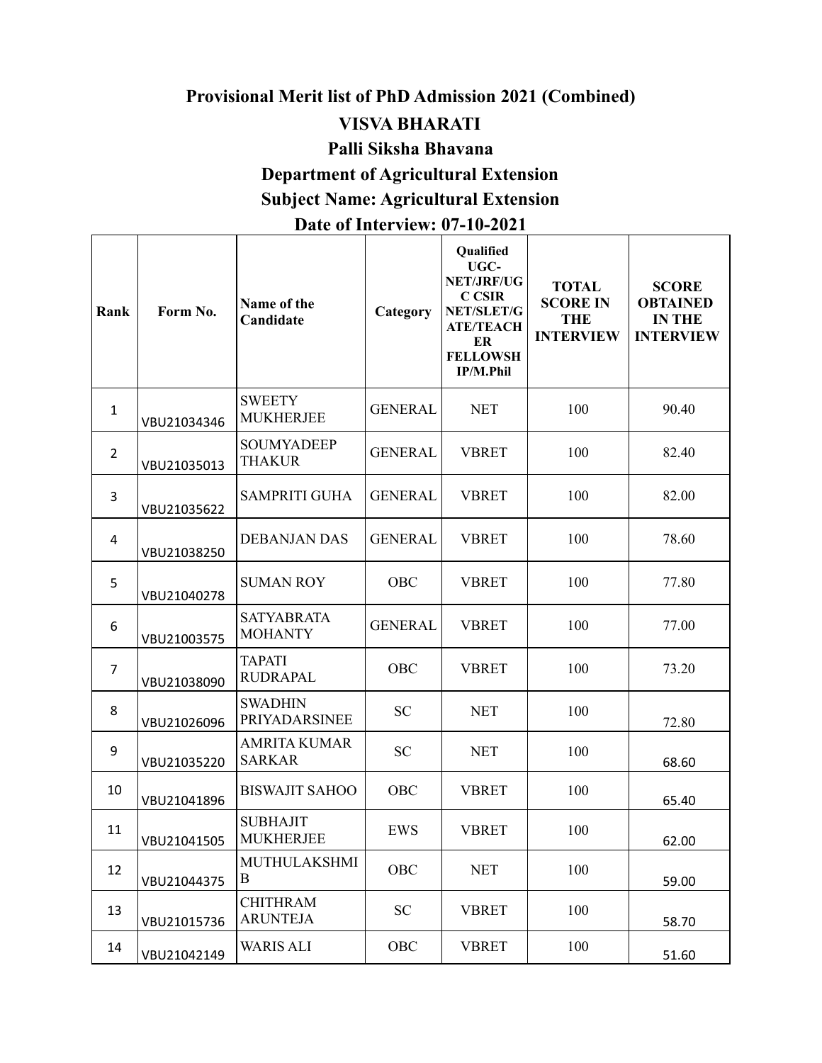# Provisional Merit list of PhD Admission 2021 (Combined)

## VISVA BHARATI

### Palli Siksha Bhavana

### Department of Agricultural Extension

### Subject Name: Agricultural Extension

### Date of Interview: 07-10-2021

| Rank | Form No. | Name of the Candidate | Category | Qualified UGC-NET/JRF/UGC CSIR NET/SLET/GATE/TEACHER FELLOWSHIP/M.Phil | TOTAL SCORE IN THE INTERVIEW | SCORE OBTAINED IN THE INTERVIEW |
|---|---|---|---|---|---|---|
| 1 | VBU21034346 | SWEETY MUKHERJEE | GENERAL | NET | 100 | 90.40 |
| 2 | VBU21035013 | SOUMYADEEP THAKUR | GENERAL | VBRET | 100 | 82.40 |
| 3 | VBU21035622 | SAMPRITI GUHA | GENERAL | VBRET | 100 | 82.00 |
| 4 | VBU21038250 | DEBANJAN DAS | GENERAL | VBRET | 100 | 78.60 |
| 5 | VBU21040278 | SUMAN ROY | OBC | VBRET | 100 | 77.80 |
| 6 | VBU21003575 | SATYABRATA MOHANTY | GENERAL | VBRET | 100 | 77.00 |
| 7 | VBU21038090 | TAPATI RUDRAPAL | OBC | VBRET | 100 | 73.20 |
| 8 | VBU21026096 | SWADHIN PRIYADARSINEE | SC | NET | 100 | 72.80 |
| 9 | VBU21035220 | AMRITA KUMAR SARKAR | SC | NET | 100 | 68.60 |
| 10 | VBU21041896 | BISWAJIT SAHOO | OBC | VBRET | 100 | 65.40 |
| 11 | VBU21041505 | SUBHAJIT MUKHERJEE | EWS | VBRET | 100 | 62.00 |
| 12 | VBU21044375 | MUTHULAKSHMI B | OBC | NET | 100 | 59.00 |
| 13 | VBU21015736 | CHITHRAM ARUNTEJA | SC | VBRET | 100 | 58.70 |
| 14 | VBU21042149 | WARIS ALI | OBC | VBRET | 100 | 51.60 |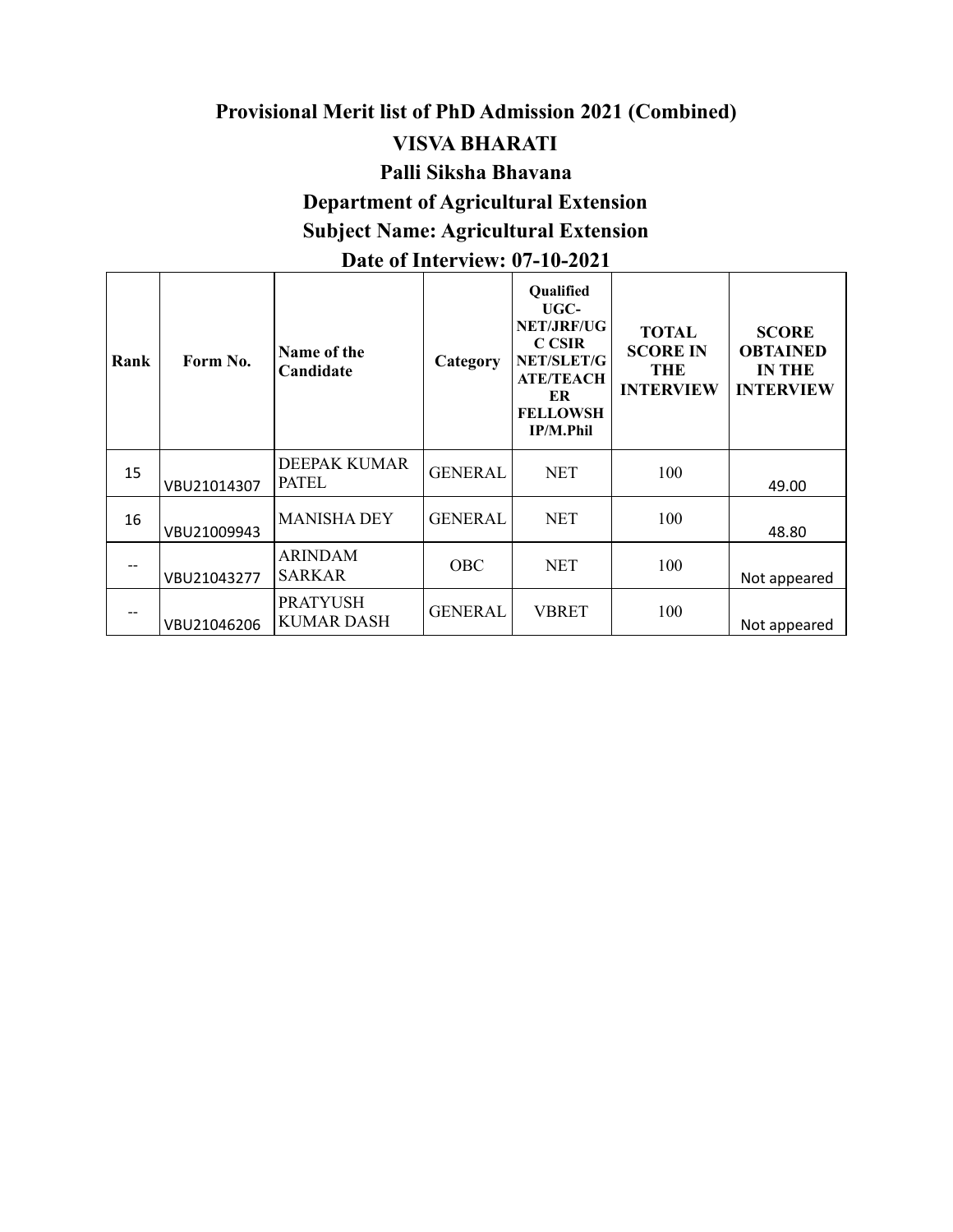## Provisional Merit list of PhD Admission 2021 (Combined)

## VISVA BHARATI

### Palli Siksha Bhavana

### Department of Agricultural Extension

### Subject Name: Agricultural Extension

### Date of Interview: 07-10-2021

| Rank | Form No. | Name of the Candidate | Category | Qualified UGC-NET/JRF/UGC CSIR NET/SLET/GATE/TEACHER FELLOWSHIP/M.Phil | TOTAL SCORE IN THE INTERVIEW | SCORE OBTAINED IN THE INTERVIEW |
|---|---|---|---|---|---|---|
| 15 | VBU21014307 | DEEPAK KUMAR PATEL | GENERAL | NET | 100 | 49.00 |
| 16 | VBU21009943 | MANISHA DEY | GENERAL | NET | 100 | 48.80 |
| -- | VBU21043277 | ARINDAM SARKAR | OBC | NET | 100 | Not appeared |
| -- | VBU21046206 | PRATYUSH KUMAR DASH | GENERAL | VBRET | 100 | Not appeared |